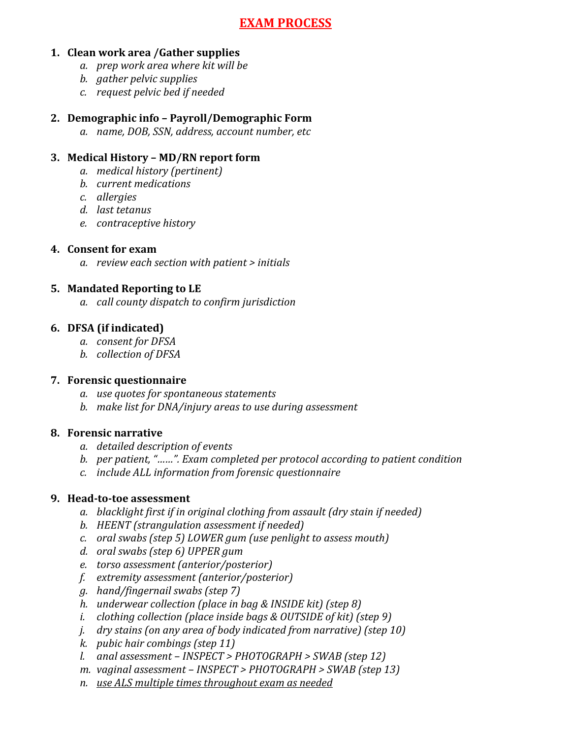# EXAM PROCESS

1. **Clean work area /Gather supplies**
   a. *prep work area where kit will be*
   b. *gather pelvic supplies*
   c. *request pelvic bed if needed*

2. **Demographic info – Payroll/Demographic Form**
   a. *name, DOB, SSN, address, account number, etc*

3. **Medical History – MD/RN report form**
   a. *medical history (pertinent)*
   b. *current medications*
   c. *allergies*
   d. *last tetanus*
   e. *contraceptive history*

4. **Consent for exam**
   a. *review each section with patient > initials*

5. **Mandated Reporting to LE**
   a. *call county dispatch to confirm jurisdiction*

6. **DFSA (if indicated)**
   a. *consent for DFSA*
   b. *collection of DFSA*

7. **Forensic questionnaire**
   a. *use quotes for spontaneous statements*
   b. *make list for DNA/injury areas to use during assessment*

8. **Forensic narrative**
   a. *detailed description of events*
   b. *per patient, "……". Exam completed per protocol according to patient condition*
   c. *include ALL information from forensic questionnaire*

9. **Head-to-toe assessment**
   a. *blacklight first if in original clothing from assault (dry stain if needed)*
   b. *HEENT (strangulation assessment if needed)*
   c. *oral swabs (step 5) LOWER gum (use penlight to assess mouth)*
   d. *oral swabs (step 6) UPPER gum*
   e. *torso assessment (anterior/posterior)*
   f. *extremity assessment (anterior/posterior)*
   g. *hand/fingernail swabs (step 7)*
   h. *underwear collection (place in bag & INSIDE kit) (step 8)*
   i. *clothing collection (place inside bags & OUTSIDE of kit) (step 9)*
   j. *dry stains (on any area of body indicated from narrative) (step 10)*
   k. *pubic hair combings (step 11)*
   l. *anal assessment – INSPECT > PHOTOGRAPH > SWAB (step 12)*
   m. *vaginal assessment – INSPECT > PHOTOGRAPH > SWAB (step 13)*
   n. <u>*use ALS multiple times throughout exam as needed*</u>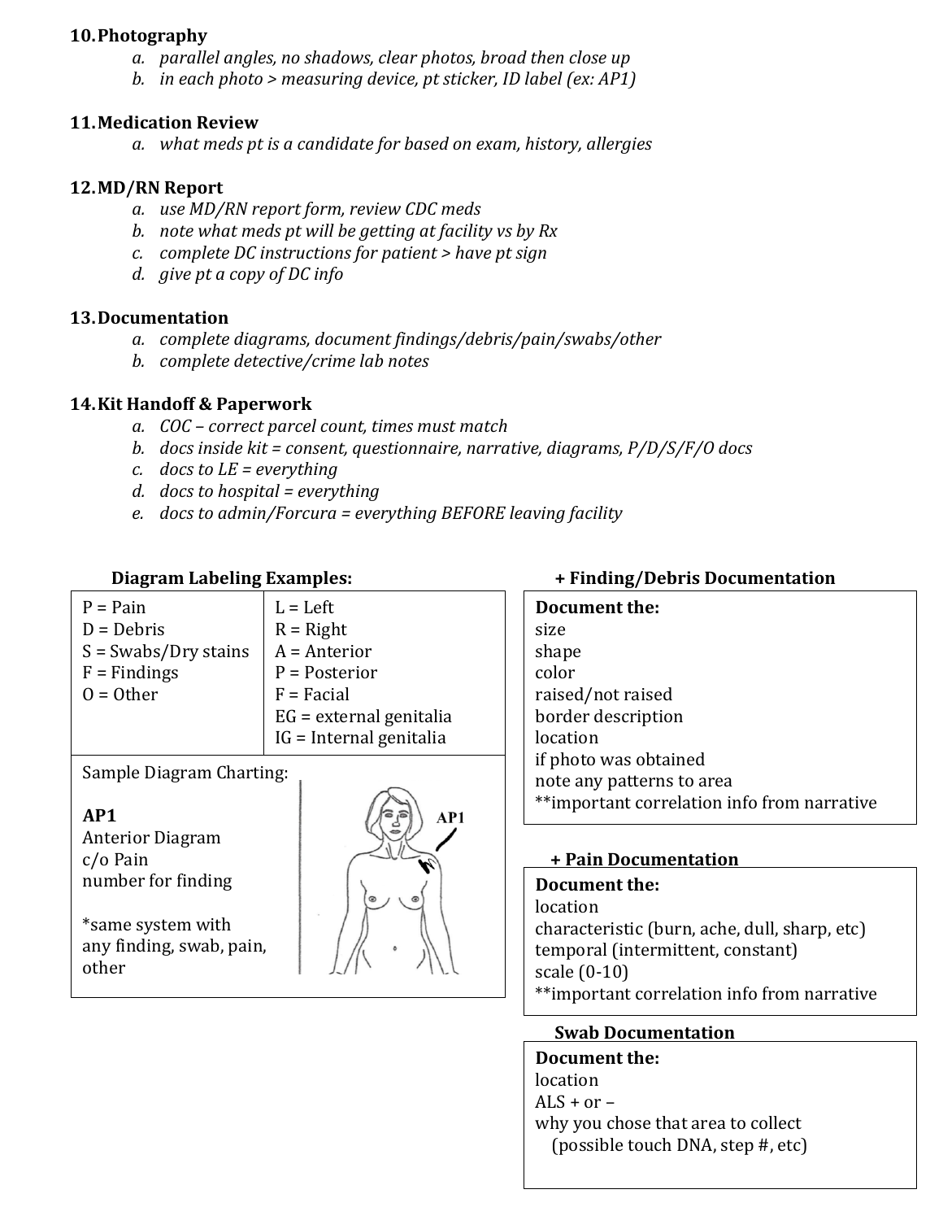**10. Photography**

a. *parallel angles, no shadows, clear photos, broad then close up*
b. *in each photo > measuring device, pt sticker, ID label (ex: AP1)*

**11. Medication Review**

a. *what meds pt is a candidate for based on exam, history, allergies*

**12. MD/RN Report**

a. *use MD/RN report form, review CDC meds*
b. *note what meds pt will be getting at facility vs by Rx*
c. *complete DC instructions for patient > have pt sign*
d. *give pt a copy of DC info*

**13. Documentation**

a. *complete diagrams, document findings/debris/pain/swabs/other*
b. *complete detective/crime lab notes*

**14. Kit Handoff & Paperwork**

a. *COC – correct parcel count, times must match*
b. *docs inside kit = consent, questionnaire, narrative, diagrams, P/D/S/F/O docs*
c. *docs to LE = everything*
d. *docs to hospital = everything*
e. *docs to admin/Forcura = everything BEFORE leaving facility*

**Diagram Labeling Examples:**

| | |
|---|---|
| P = Pain<br>D = Debris<br>S = Swabs/Dry stains<br>F = Findings<br>O = Other | L = Left<br>R = Right<br>A = Anterior<br>P = Posterior<br>F = Facial<br>EG = external genitalia<br>IG = Internal genitalia |

Sample Diagram Charting:

**AP1**
Anterior Diagram
c/o Pain
number for finding

*same system with any finding, swab, pain, other

AP1

**+ Finding/Debris Documentation**

**Document the:**
size
shape
color
raised/not raised
border description
location
if photo was obtained
note any patterns to area
**important correlation info from narrative

**+ Pain Documentation**

**Document the:**
location
characteristic (burn, ache, dull, sharp, etc)
temporal (intermittent, constant)
scale (0-10)
**important correlation info from narrative

**Swab Documentation**

**Document the:**
location
ALS + or –
why you chose that area to collect
(possible touch DNA, step #, etc)